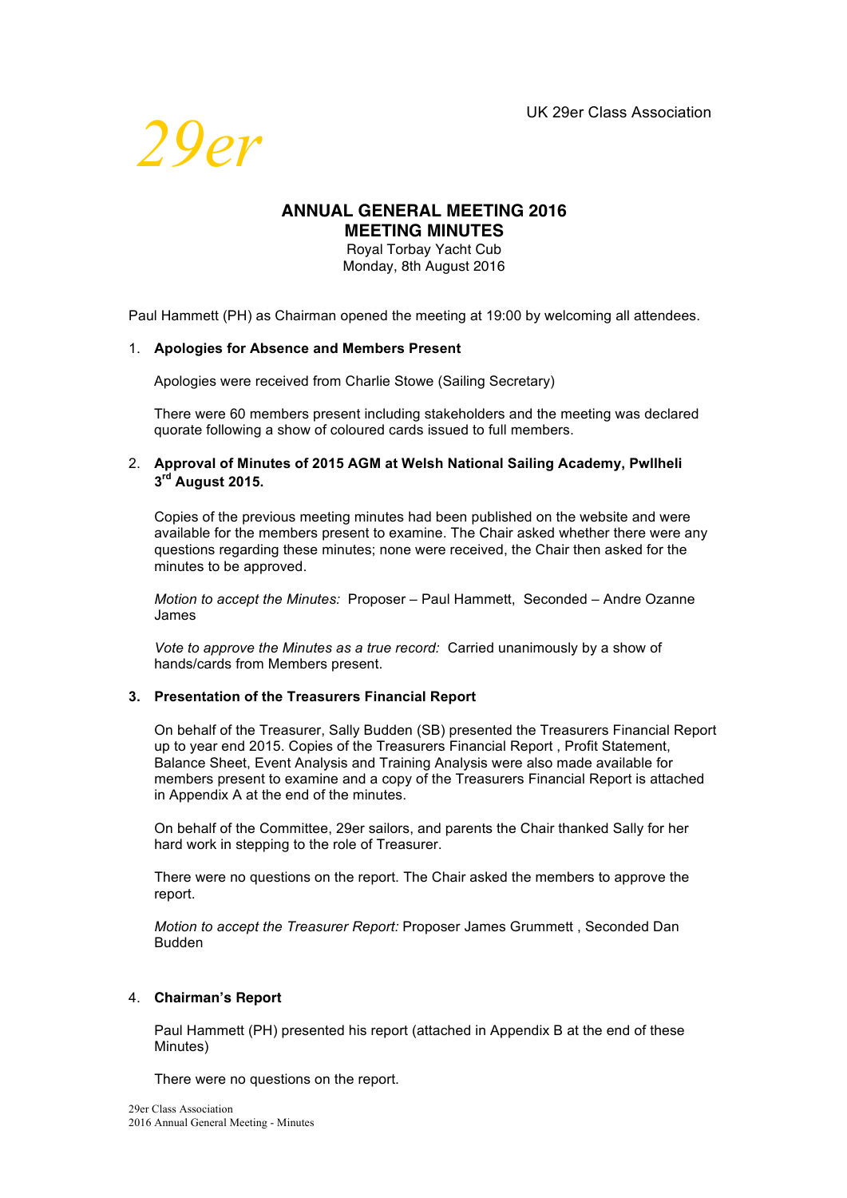UK 29er Class Association

*29er*

# ANNUAL GENERAL MEETING 2016
# MEETING MINUTES

Royal Torbay Yacht Cub
Monday, 8th August 2016

Paul Hammett (PH) as Chairman opened the meeting at 19:00 by welcoming all attendees.

1. **Apologies for Absence and Members Present**

   Apologies were received from Charlie Stowe (Sailing Secretary)

   There were 60 members present including stakeholders and the meeting was declared quorate following a show of coloured cards issued to full members.

2. **Approval of Minutes of 2015 AGM at Welsh National Sailing Academy, Pwllheli 3rd August 2015.**

   Copies of the previous meeting minutes had been published on the website and were available for the members present to examine. The Chair asked whether there were any questions regarding these minutes; none were received, the Chair then asked for the minutes to be approved.

   *Motion to accept the Minutes:* Proposer – Paul Hammett, Seconded – Andre Ozanne James

   *Vote to approve the Minutes as a true record:* Carried unanimously by a show of hands/cards from Members present.

3. **Presentation of the Treasurers Financial Report**

   On behalf of the Treasurer, Sally Budden (SB) presented the Treasurers Financial Report up to year end 2015. Copies of the Treasurers Financial Report , Profit Statement, Balance Sheet, Event Analysis and Training Analysis were also made available for members present to examine and a copy of the Treasurers Financial Report is attached in Appendix A at the end of the minutes.

   On behalf of the Committee, 29er sailors, and parents the Chair thanked Sally for her hard work in stepping to the role of Treasurer.

   There were no questions on the report. The Chair asked the members to approve the report.

   *Motion to accept the Treasurer Report:* Proposer James Grummett , Seconded Dan Budden

4. **Chairman's Report**

   Paul Hammett (PH) presented his report (attached in Appendix B at the end of these Minutes)

   There were no questions on the report.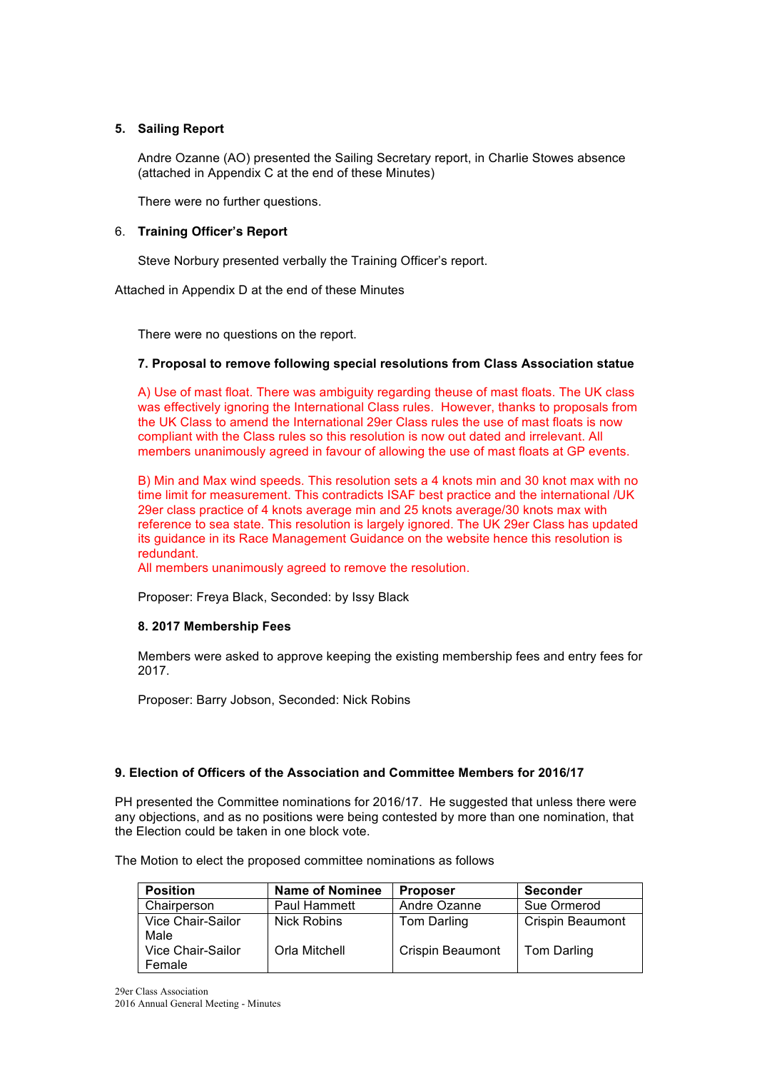## 5. Sailing Report

Andre Ozanne (AO) presented the Sailing Secretary report, in Charlie Stowes absence (attached in Appendix C at the end of these Minutes)

There were no further questions.

## 6. Training Officer's Report

Steve Norbury presented verbally the Training Officer's report.

Attached in Appendix D at the end of these Minutes

There were no questions on the report.

### 7. Proposal to remove following special resolutions from Class Association statue

A) Use of mast float. There was ambiguity regarding theuse of mast floats. The UK class was effectively ignoring the International Class rules. However, thanks to proposals from the UK Class to amend the International 29er Class rules the use of mast floats is now compliant with the Class rules so this resolution is now out dated and irrelevant. All members unanimously agreed in favour of allowing the use of mast floats at GP events.

B) Min and Max wind speeds. This resolution sets a 4 knots min and 30 knot max with no time limit for measurement. This contradicts ISAF best practice and the international /UK 29er class practice of 4 knots average min and 25 knots average/30 knots max with reference to sea state. This resolution is largely ignored. The UK 29er Class has updated its guidance in its Race Management Guidance on the website hence this resolution is redundant.
All members unanimously agreed to remove the resolution.

Proposer: Freya Black, Seconded: by Issy Black

### 8. 2017 Membership Fees

Members were asked to approve keeping the existing membership fees and entry fees for 2017.

Proposer: Barry Jobson, Seconded: Nick Robins

## 9. Election of Officers of the Association and Committee Members for 2016/17

PH presented the Committee nominations for 2016/17. He suggested that unless there were any objections, and as no positions were being contested by more than one nomination, that the Election could be taken in one block vote.

The Motion to elect the proposed committee nominations as follows

| Position | Name of Nominee | Proposer | Seconder |
|---|---|---|---|
| Chairperson | Paul Hammett | Andre Ozanne | Sue Ormerod |
| Vice Chair-Sailor Male | Nick Robins | Tom Darling | Crispin Beaumont |
| Vice Chair-Sailor Female | Orla Mitchell | Crispin Beaumont | Tom Darling |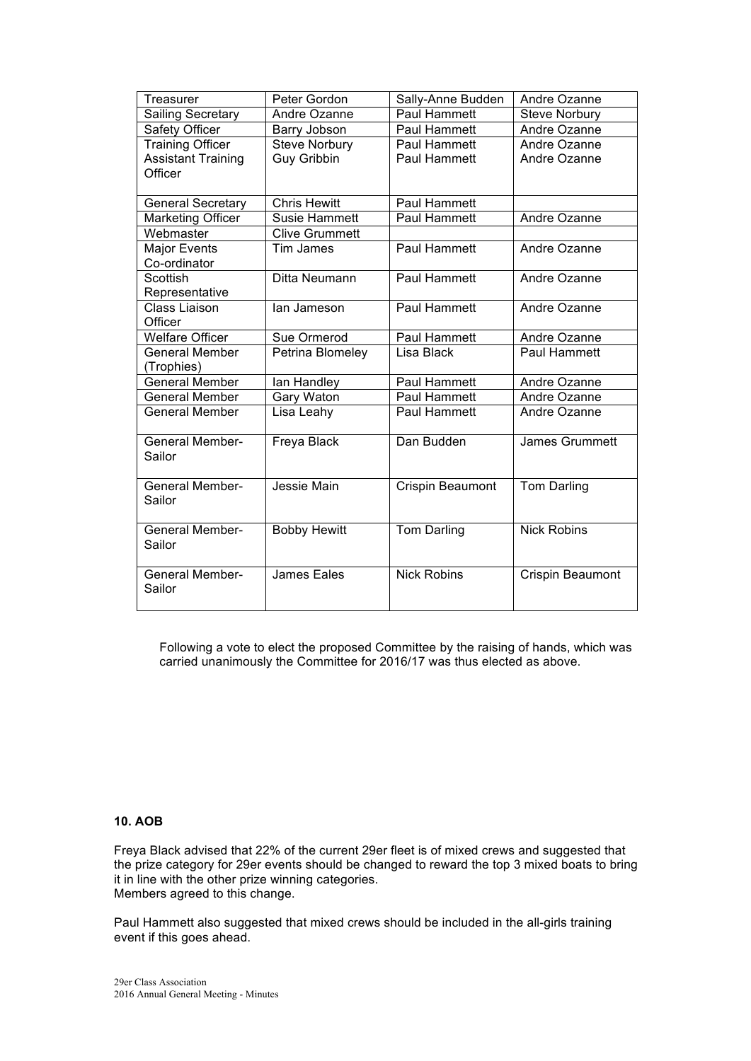| Treasurer | Peter Gordon | Sally-Anne Budden | Andre Ozanne |
|---|---|---|---|
| Sailing Secretary | Andre Ozanne | Paul Hammett | Steve Norbury |
| Safety Officer | Barry Jobson | Paul Hammett | Andre Ozanne |
| Training Officer<br>Assistant Training Officer | Steve Norbury<br>Guy Gribbin | Paul Hammett<br>Paul Hammett | Andre Ozanne<br>Andre Ozanne |
| General Secretary | Chris Hewitt | Paul Hammett | |
| Marketing Officer | Susie Hammett | Paul Hammett | Andre Ozanne |
| Webmaster | Clive Grummett | | |
| Major Events Co-ordinator | Tim James | Paul Hammett | Andre Ozanne |
| Scottish Representative | Ditta Neumann | Paul Hammett | Andre Ozanne |
| Class Liaison Officer | Ian Jameson | Paul Hammett | Andre Ozanne |
| Welfare Officer | Sue Ormerod | Paul Hammett | Andre Ozanne |
| General Member (Trophies) | Petrina Blomeley | Lisa Black | Paul Hammett |
| General Member | Ian Handley | Paul Hammett | Andre Ozanne |
| General Member | Gary Waton | Paul Hammett | Andre Ozanne |
| General Member | Lisa Leahy | Paul Hammett | Andre Ozanne |
| General Member-Sailor | Freya Black | Dan Budden | James Grummett |
| General Member-Sailor | Jessie Main | Crispin Beaumont | Tom Darling |
| General Member-Sailor | Bobby Hewitt | Tom Darling | Nick Robins |
| General Member-Sailor | James Eales | Nick Robins | Crispin Beaumont |

Following a vote to elect the proposed Committee by the raising of hands, which was carried unanimously the Committee for 2016/17 was thus elected as above.

**10. AOB**

Freya Black advised that 22% of the current 29er fleet is of mixed crews and suggested that the prize category for 29er events should be changed to reward the top 3 mixed boats to bring it in line with the other prize winning categories.
Members agreed to this change.

Paul Hammett also suggested that mixed crews should be included in the all-girls training event if this goes ahead.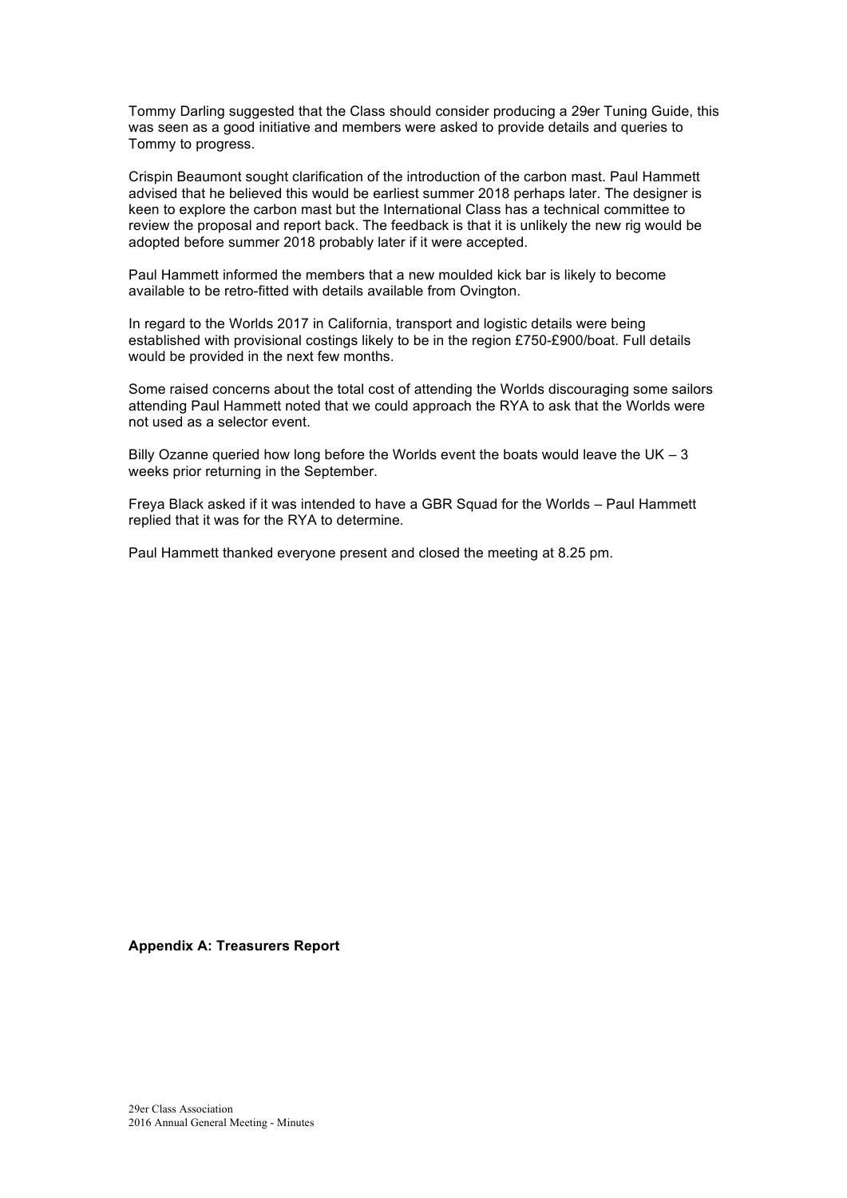Tommy Darling suggested that the Class should consider producing a 29er Tuning Guide, this was seen as a good initiative and members were asked to provide details and queries to Tommy to progress.

Crispin Beaumont sought clarification of the introduction of the carbon mast. Paul Hammett advised that he believed this would be earliest summer 2018 perhaps later. The designer is keen to explore the carbon mast but the International Class has a technical committee to review the proposal and report back. The feedback is that it is unlikely the new rig would be adopted before summer 2018 probably later if it were accepted.

Paul Hammett informed the members that a new moulded kick bar is likely to become available to be retro-fitted with details available from Ovington.

In regard to the Worlds 2017 in California, transport and logistic details were being established with provisional costings likely to be in the region £750-£900/boat. Full details would be provided in the next few months.

Some raised concerns about the total cost of attending the Worlds discouraging some sailors attending Paul Hammett noted that we could approach the RYA to ask that the Worlds were not used as a selector event.

Billy Ozanne queried how long before the Worlds event the boats would leave the UK – 3 weeks prior returning in the September.

Freya Black asked if it was intended to have a GBR Squad for the Worlds – Paul Hammett replied that it was for the RYA to determine.

Paul Hammett thanked everyone present and closed the meeting at 8.25 pm.

**Appendix A: Treasurers Report**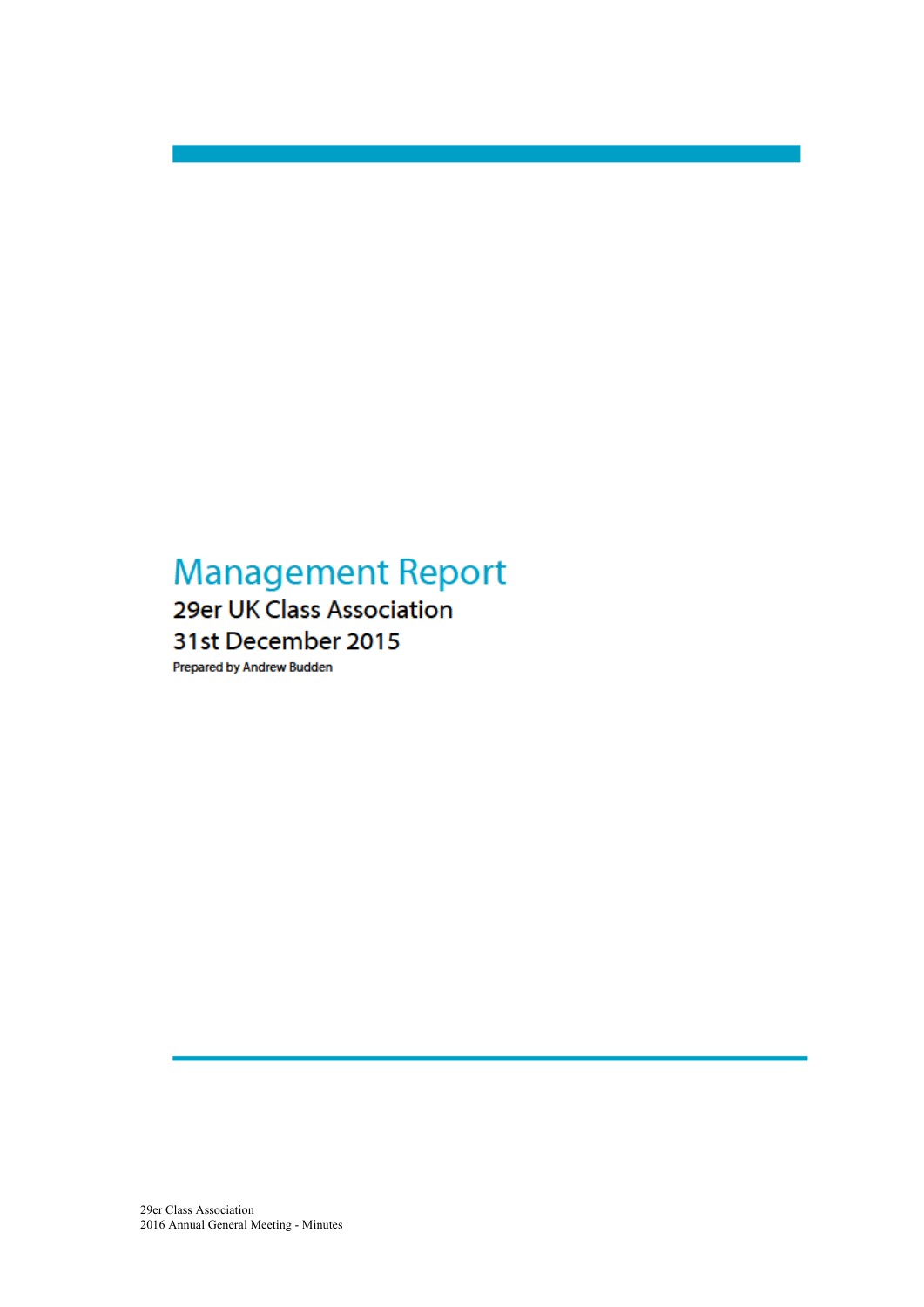# Management Report

## 29er UK Class Association

## 31st December 2015

Prepared by Andrew Budden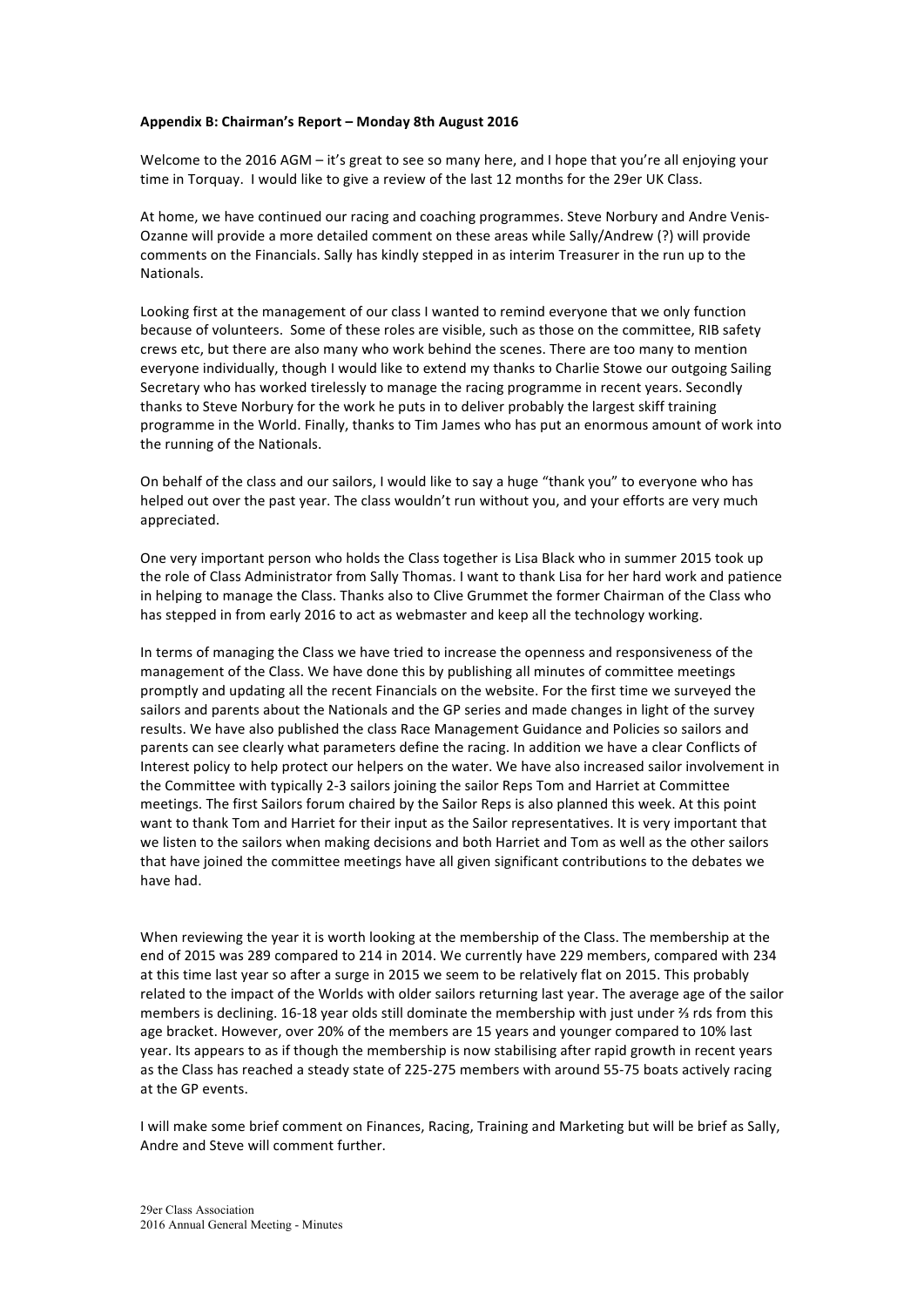**Appendix B: Chairman's Report – Monday 8th August 2016**

Welcome to the 2016 AGM – it's great to see so many here, and I hope that you're all enjoying your time in Torquay. I would like to give a review of the last 12 months for the 29er UK Class.

At home, we have continued our racing and coaching programmes. Steve Norbury and Andre Venis-Ozanne will provide a more detailed comment on these areas while Sally/Andrew (?) will provide comments on the Financials. Sally has kindly stepped in as interim Treasurer in the run up to the Nationals.

Looking first at the management of our class I wanted to remind everyone that we only function because of volunteers. Some of these roles are visible, such as those on the committee, RIB safety crews etc, but there are also many who work behind the scenes. There are too many to mention everyone individually, though I would like to extend my thanks to Charlie Stowe our outgoing Sailing Secretary who has worked tirelessly to manage the racing programme in recent years. Secondly thanks to Steve Norbury for the work he puts in to deliver probably the largest skiff training programme in the World. Finally, thanks to Tim James who has put an enormous amount of work into the running of the Nationals.

On behalf of the class and our sailors, I would like to say a huge "thank you" to everyone who has helped out over the past year. The class wouldn't run without you, and your efforts are very much appreciated.

One very important person who holds the Class together is Lisa Black who in summer 2015 took up the role of Class Administrator from Sally Thomas. I want to thank Lisa for her hard work and patience in helping to manage the Class. Thanks also to Clive Grummet the former Chairman of the Class who has stepped in from early 2016 to act as webmaster and keep all the technology working.

In terms of managing the Class we have tried to increase the openness and responsiveness of the management of the Class. We have done this by publishing all minutes of committee meetings promptly and updating all the recent Financials on the website. For the first time we surveyed the sailors and parents about the Nationals and the GP series and made changes in light of the survey results. We have also published the class Race Management Guidance and Policies so sailors and parents can see clearly what parameters define the racing. In addition we have a clear Conflicts of Interest policy to help protect our helpers on the water. We have also increased sailor involvement in the Committee with typically 2-3 sailors joining the sailor Reps Tom and Harriet at Committee meetings. The first Sailors forum chaired by the Sailor Reps is also planned this week. At this point want to thank Tom and Harriet for their input as the Sailor representatives. It is very important that we listen to the sailors when making decisions and both Harriet and Tom as well as the other sailors that have joined the committee meetings have all given significant contributions to the debates we have had.

When reviewing the year it is worth looking at the membership of the Class. The membership at the end of 2015 was 289 compared to 214 in 2014. We currently have 229 members, compared with 234 at this time last year so after a surge in 2015 we seem to be relatively flat on 2015. This probably related to the impact of the Worlds with older sailors returning last year. The average age of the sailor members is declining. 16-18 year olds still dominate the membership with just under ⅔ rds from this age bracket. However, over 20% of the members are 15 years and younger compared to 10% last year. Its appears to as if though the membership is now stabilising after rapid growth in recent years as the Class has reached a steady state of 225-275 members with around 55-75 boats actively racing at the GP events.

I will make some brief comment on Finances, Racing, Training and Marketing but will be brief as Sally, Andre and Steve will comment further.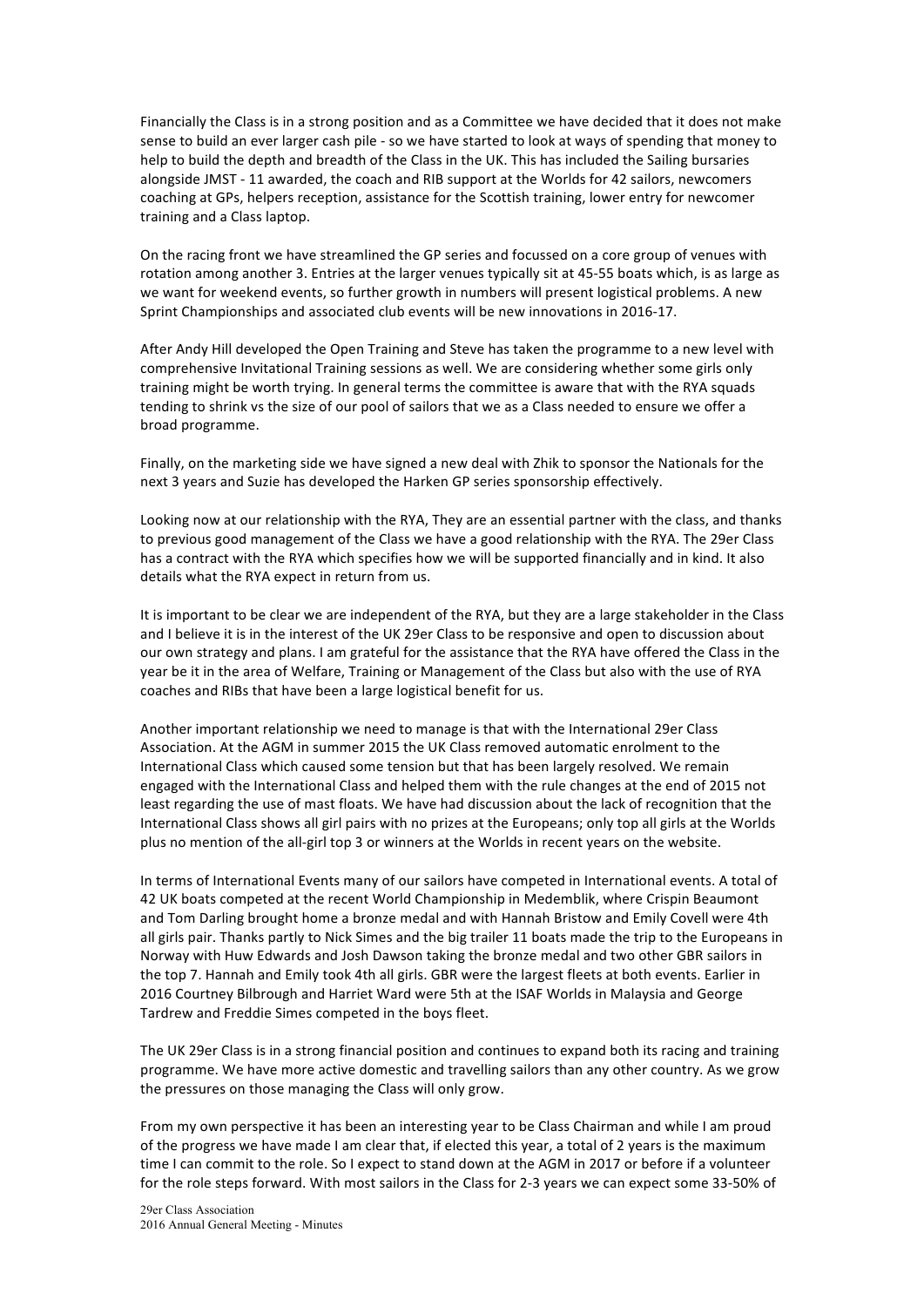Financially the Class is in a strong position and as a Committee we have decided that it does not make sense to build an ever larger cash pile - so we have started to look at ways of spending that money to help to build the depth and breadth of the Class in the UK. This has included the Sailing bursaries alongside JMST - 11 awarded, the coach and RIB support at the Worlds for 42 sailors, newcomers coaching at GPs, helpers reception, assistance for the Scottish training, lower entry for newcomer training and a Class laptop.

On the racing front we have streamlined the GP series and focussed on a core group of venues with rotation among another 3. Entries at the larger venues typically sit at 45-55 boats which, is as large as we want for weekend events, so further growth in numbers will present logistical problems. A new Sprint Championships and associated club events will be new innovations in 2016-17.

After Andy Hill developed the Open Training and Steve has taken the programme to a new level with comprehensive Invitational Training sessions as well. We are considering whether some girls only training might be worth trying. In general terms the committee is aware that with the RYA squads tending to shrink vs the size of our pool of sailors that we as a Class needed to ensure we offer a broad programme.

Finally, on the marketing side we have signed a new deal with Zhik to sponsor the Nationals for the next 3 years and Suzie has developed the Harken GP series sponsorship effectively.

Looking now at our relationship with the RYA, They are an essential partner with the class, and thanks to previous good management of the Class we have a good relationship with the RYA. The 29er Class has a contract with the RYA which specifies how we will be supported financially and in kind. It also details what the RYA expect in return from us.

It is important to be clear we are independent of the RYA, but they are a large stakeholder in the Class and I believe it is in the interest of the UK 29er Class to be responsive and open to discussion about our own strategy and plans. I am grateful for the assistance that the RYA have offered the Class in the year be it in the area of Welfare, Training or Management of the Class but also with the use of RYA coaches and RIBs that have been a large logistical benefit for us.

Another important relationship we need to manage is that with the International 29er Class Association. At the AGM in summer 2015 the UK Class removed automatic enrolment to the International Class which caused some tension but that has been largely resolved. We remain engaged with the International Class and helped them with the rule changes at the end of 2015 not least regarding the use of mast floats. We have had discussion about the lack of recognition that the International Class shows all girl pairs with no prizes at the Europeans; only top all girls at the Worlds plus no mention of the all-girl top 3 or winners at the Worlds in recent years on the website.

In terms of International Events many of our sailors have competed in International events. A total of 42 UK boats competed at the recent World Championship in Medemblik, where Crispin Beaumont and Tom Darling brought home a bronze medal and with Hannah Bristow and Emily Covell were 4th all girls pair. Thanks partly to Nick Simes and the big trailer 11 boats made the trip to the Europeans in Norway with Huw Edwards and Josh Dawson taking the bronze medal and two other GBR sailors in the top 7. Hannah and Emily took 4th all girls. GBR were the largest fleets at both events. Earlier in 2016 Courtney Bilbrough and Harriet Ward were 5th at the ISAF Worlds in Malaysia and George Tardrew and Freddie Simes competed in the boys fleet.

The UK 29er Class is in a strong financial position and continues to expand both its racing and training programme. We have more active domestic and travelling sailors than any other country. As we grow the pressures on those managing the Class will only grow.

From my own perspective it has been an interesting year to be Class Chairman and while I am proud of the progress we have made I am clear that, if elected this year, a total of 2 years is the maximum time I can commit to the role. So I expect to stand down at the AGM in 2017 or before if a volunteer for the role steps forward. With most sailors in the Class for 2-3 years we can expect some 33-50% of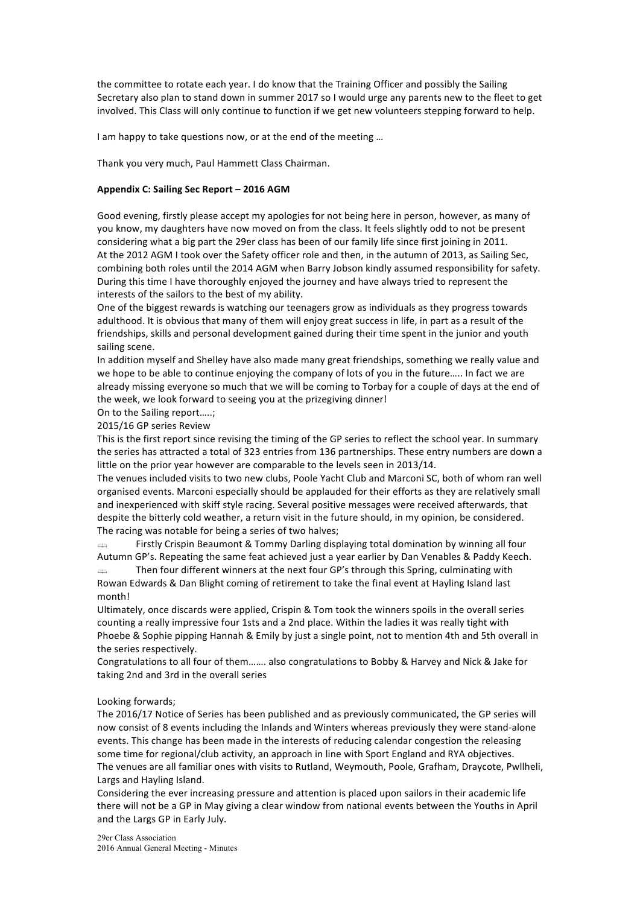the committee to rotate each year. I do know that the Training Officer and possibly the Sailing Secretary also plan to stand down in summer 2017 so I would urge any parents new to the fleet to get involved. This Class will only continue to function if we get new volunteers stepping forward to help.

I am happy to take questions now, or at the end of the meeting …

Thank you very much, Paul Hammett Class Chairman.

**Appendix C: Sailing Sec Report – 2016 AGM**

Good evening, firstly please accept my apologies for not being here in person, however, as many of you know, my daughters have now moved on from the class. It feels slightly odd to not be present considering what a big part the 29er class has been of our family life since first joining in 2011.
At the 2012 AGM I took over the Safety officer role and then, in the autumn of 2013, as Sailing Sec, combining both roles until the 2014 AGM when Barry Jobson kindly assumed responsibility for safety. During this time I have thoroughly enjoyed the journey and have always tried to represent the interests of the sailors to the best of my ability.
One of the biggest rewards is watching our teenagers grow as individuals as they progress towards adulthood. It is obvious that many of them will enjoy great success in life, in part as a result of the friendships, skills and personal development gained during their time spent in the junior and youth sailing scene.
In addition myself and Shelley have also made many great friendships, something we really value and we hope to be able to continue enjoying the company of lots of you in the future….. In fact we are already missing everyone so much that we will be coming to Torbay for a couple of days at the end of the week, we look forward to seeing you at the prizegiving dinner!
On to the Sailing report…..;
2015/16 GP series Review
This is the first report since revising the timing of the GP series to reflect the school year. In summary the series has attracted a total of 323 entries from 136 partnerships. These entry numbers are down a little on the prior year however are comparable to the levels seen in 2013/14.
The venues included visits to two new clubs, Poole Yacht Club and Marconi SC, both of whom ran well organised events. Marconi especially should be applauded for their efforts as they are relatively small and inexperienced with skiff style racing. Several positive messages were received afterwards, that despite the bitterly cold weather, a return visit in the future should, in my opinion, be considered.
The racing was notable for being a series of two halves;

- Firstly Crispin Beaumont & Tommy Darling displaying total domination by winning all four Autumn GP's. Repeating the same feat achieved just a year earlier by Dan Venables & Paddy Keech.
- Then four different winners at the next four GP's through this Spring, culminating with Rowan Edwards & Dan Blight coming of retirement to take the final event at Hayling Island last month!

Ultimately, once discards were applied, Crispin & Tom took the winners spoils in the overall series counting a really impressive four 1sts and a 2nd place. Within the ladies it was really tight with Phoebe & Sophie pipping Hannah & Emily by just a single point, not to mention 4th and 5th overall in the series respectively.
Congratulations to all four of them……. also congratulations to Bobby & Harvey and Nick & Jake for taking 2nd and 3rd in the overall series

Looking forwards;
The 2016/17 Notice of Series has been published and as previously communicated, the GP series will now consist of 8 events including the Inlands and Winters whereas previously they were stand-alone events. This change has been made in the interests of reducing calendar congestion the releasing some time for regional/club activity, an approach in line with Sport England and RYA objectives.
The venues are all familiar ones with visits to Rutland, Weymouth, Poole, Grafham, Draycote, Pwllheli, Largs and Hayling Island.
Considering the ever increasing pressure and attention is placed upon sailors in their academic life there will not be a GP in May giving a clear window from national events between the Youths in April and the Largs GP in Early July.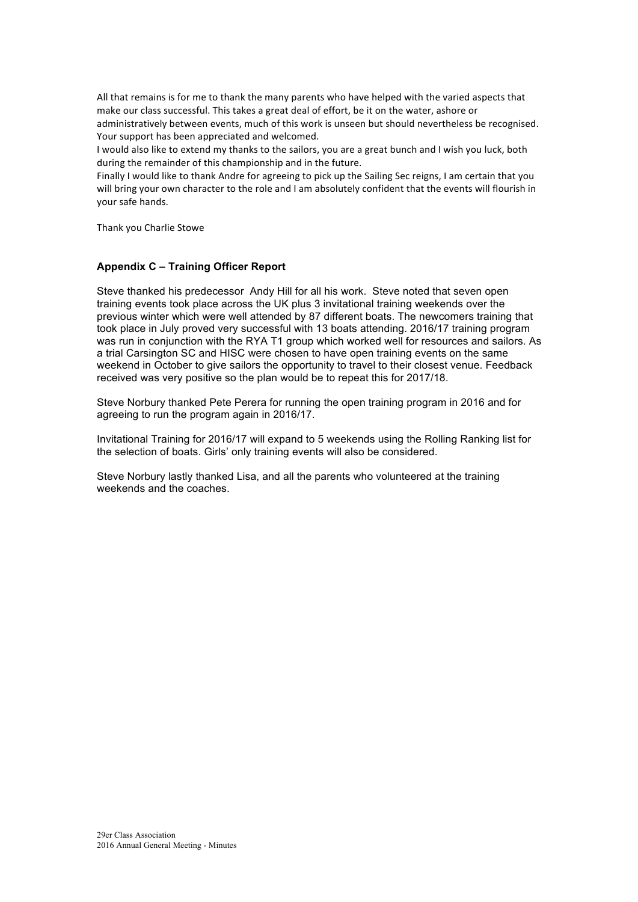All that remains is for me to thank the many parents who have helped with the varied aspects that make our class successful. This takes a great deal of effort, be it on the water, ashore or administratively between events, much of this work is unseen but should nevertheless be recognised. Your support has been appreciated and welcomed.
I would also like to extend my thanks to the sailors, you are a great bunch and I wish you luck, both during the remainder of this championship and in the future.
Finally I would like to thank Andre for agreeing to pick up the Sailing Sec reigns, I am certain that you will bring your own character to the role and I am absolutely confident that the events will flourish in your safe hands.

Thank you Charlie Stowe

### Appendix C – Training Officer Report

Steve thanked his predecessor Andy Hill for all his work. Steve noted that seven open training events took place across the UK plus 3 invitational training weekends over the previous winter which were well attended by 87 different boats. The newcomers training that took place in July proved very successful with 13 boats attending. 2016/17 training program was run in conjunction with the RYA T1 group which worked well for resources and sailors. As a trial Carsington SC and HISC were chosen to have open training events on the same weekend in October to give sailors the opportunity to travel to their closest venue. Feedback received was very positive so the plan would be to repeat this for 2017/18.

Steve Norbury thanked Pete Perera for running the open training program in 2016 and for agreeing to run the program again in 2016/17.

Invitational Training for 2016/17 will expand to 5 weekends using the Rolling Ranking list for the selection of boats. Girls' only training events will also be considered.

Steve Norbury lastly thanked Lisa, and all the parents who volunteered at the training weekends and the coaches.